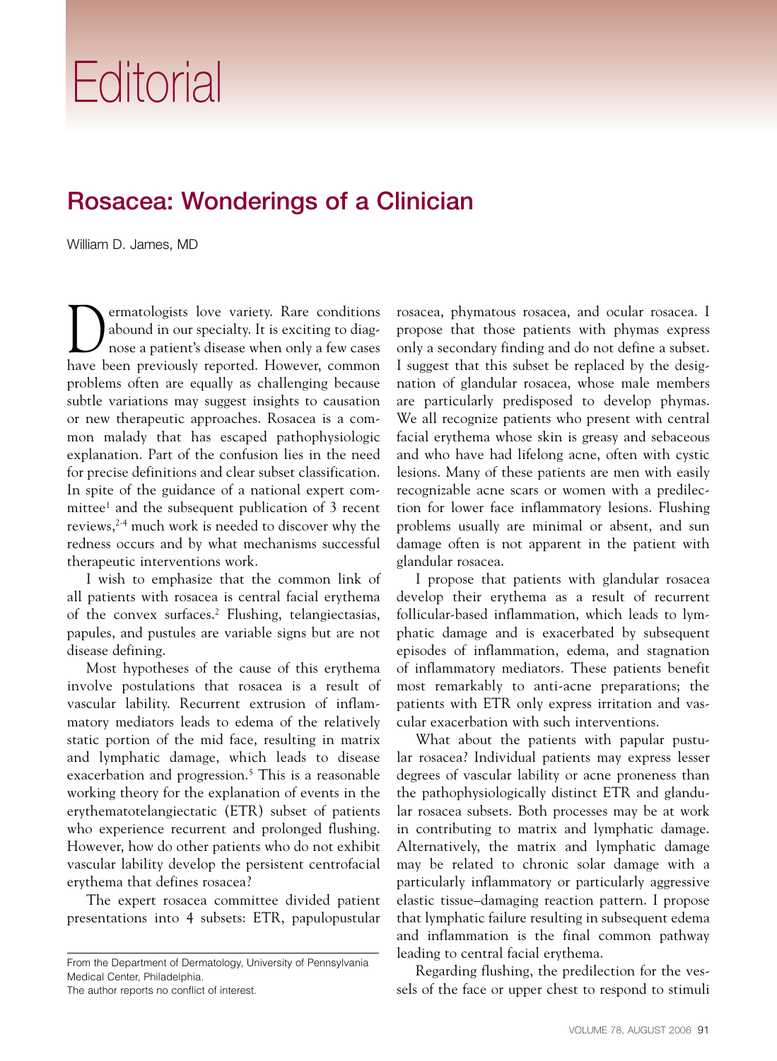# Editorial

## Rosacea: Wonderings of a Clinician

William D. James, MD

Dermatologists love variety. Rare conditions abound in our specialty. It is exciting to diagnose a patient's disease when only a few cases have been previously reported. However, common problems often are equally as challenging because subtle variations may suggest insights to causation or new therapeutic approaches. Rosacea is a common malady that has escaped pathophysiologic explanation. Part of the confusion lies in the need for precise definitions and clear subset classification. In spite of the guidance of a national expert committee[1] and the subsequent publication of 3 recent reviews,[2-4] much work is needed to discover why the redness occurs and by what mechanisms successful therapeutic interventions work.

I wish to emphasize that the common link of all patients with rosacea is central facial erythema of the convex surfaces.[2] Flushing, telangiectasias, papules, and pustules are variable signs but are not disease defining.

Most hypotheses of the cause of this erythema involve postulations that rosacea is a result of vascular lability. Recurrent extrusion of inflammatory mediators leads to edema of the relatively static portion of the mid face, resulting in matrix and lymphatic damage, which leads to disease exacerbation and progression.[5] This is a reasonable working theory for the explanation of events in the erythematotelangiectatic (ETR) subset of patients who experience recurrent and prolonged flushing. However, how do other patients who do not exhibit vascular lability develop the persistent centrofacial erythema that defines rosacea?

The expert rosacea committee divided patient presentations into 4 subsets: ETR, papulopustular rosacea, phymatous rosacea, and ocular rosacea. I propose that those patients with phymas express only a secondary finding and do not define a subset. I suggest that this subset be replaced by the designation of glandular rosacea, whose male members are particularly predisposed to develop phymas. We all recognize patients who present with central facial erythema whose skin is greasy and sebaceous and who have had lifelong acne, often with cystic lesions. Many of these patients are men with easily recognizable acne scars or women with a predilection for lower face inflammatory lesions. Flushing problems usually are minimal or absent, and sun damage often is not apparent in the patient with glandular rosacea.

I propose that patients with glandular rosacea develop their erythema as a result of recurrent follicular-based inflammation, which leads to lymphatic damage and is exacerbated by subsequent episodes of inflammation, edema, and stagnation of inflammatory mediators. These patients benefit most remarkably to anti-acne preparations; the patients with ETR only express irritation and vascular exacerbation with such interventions.

What about the patients with papular pustular rosacea? Individual patients may express lesser degrees of vascular lability or acne proneness than the pathophysiologically distinct ETR and glandular rosacea subsets. Both processes may be at work in contributing to matrix and lymphatic damage. Alternatively, the matrix and lymphatic damage may be related to chronic solar damage with a particularly inflammatory or particularly aggressive elastic tissue–damaging reaction pattern. I propose that lymphatic failure resulting in subsequent edema and inflammation is the final common pathway leading to central facial erythema.

Regarding flushing, the predilection for the vessels of the face or upper chest to respond to stimuli

From the Department of Dermatology, University of Pennsylvania Medical Center, Philadelphia.

The author reports no conflict of interest.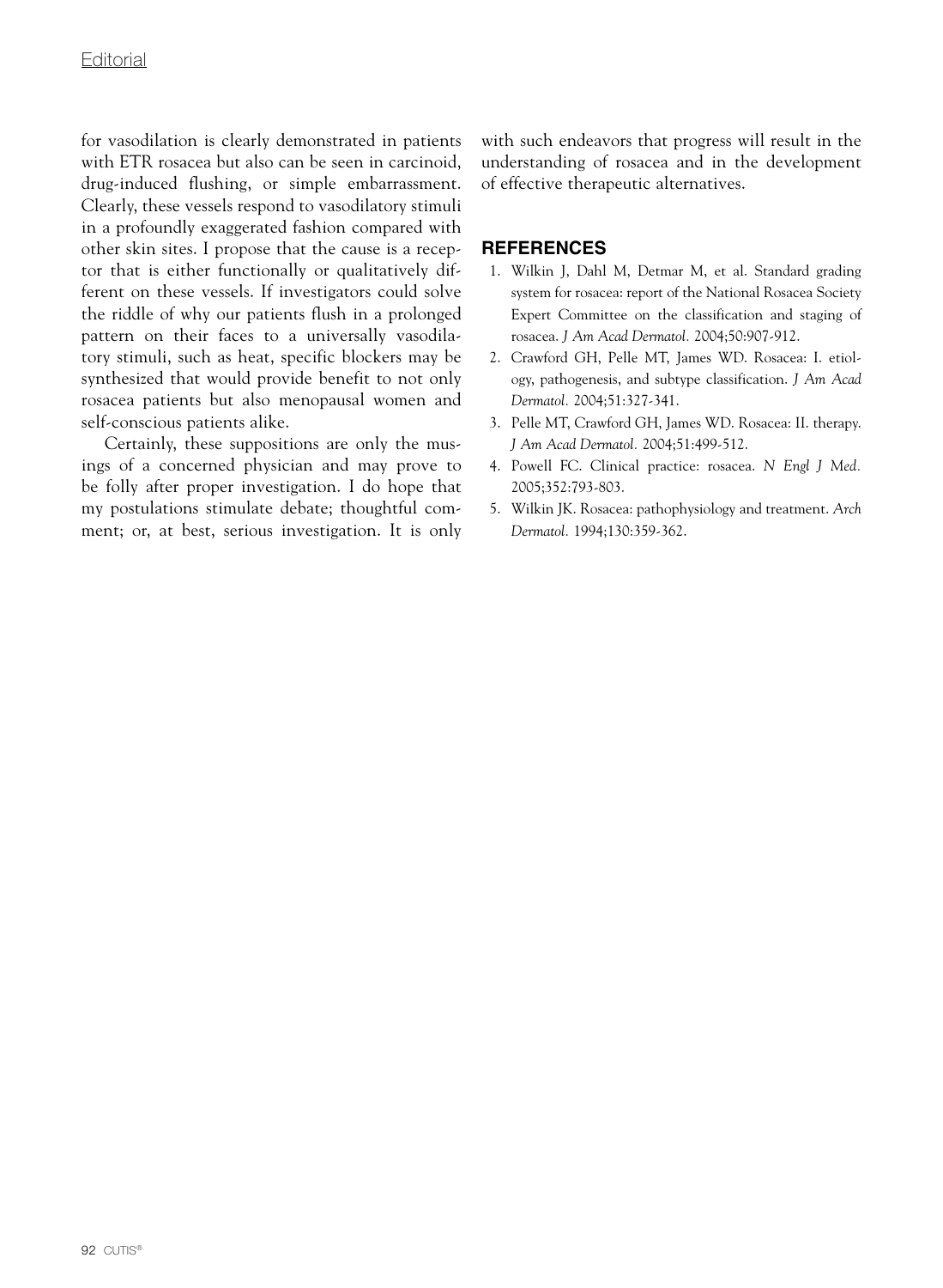for vasodilation is clearly demonstrated in patients with ETR rosacea but also can be seen in carcinoid, drug-induced flushing, or simple embarrassment. Clearly, these vessels respond to vasodilatory stimuli in a profoundly exaggerated fashion compared with other skin sites. I propose that the cause is a receptor that is either functionally or qualitatively different on these vessels. If investigators could solve the riddle of why our patients flush in a prolonged pattern on their faces to a universally vasodilatory stimuli, such as heat, specific blockers may be synthesized that would provide benefit to not only rosacea patients but also menopausal women and self-conscious patients alike.

Certainly, these suppositions are only the musings of a concerned physician and may prove to be folly after proper investigation. I do hope that my postulations stimulate debate; thoughtful comment; or, at best, serious investigation. It is only with such endeavors that progress will result in the understanding of rosacea and in the development of effective therapeutic alternatives.

## REFERENCES

1. Wilkin J, Dahl M, Detmar M, et al. Standard grading system for rosacea: report of the National Rosacea Society Expert Committee on the classification and staging of rosacea. *J Am Acad Dermatol.* 2004;50:907-912.
2. Crawford GH, Pelle MT, James WD. Rosacea: I. etiology, pathogenesis, and subtype classification. *J Am Acad Dermatol.* 2004;51:327-341.
3. Pelle MT, Crawford GH, James WD. Rosacea: II. therapy. *J Am Acad Dermatol.* 2004;51:499-512.
4. Powell FC. Clinical practice: rosacea. *N Engl J Med.* 2005;352:793-803.
5. Wilkin JK. Rosacea: pathophysiology and treatment. *Arch Dermatol.* 1994;130:359-362.